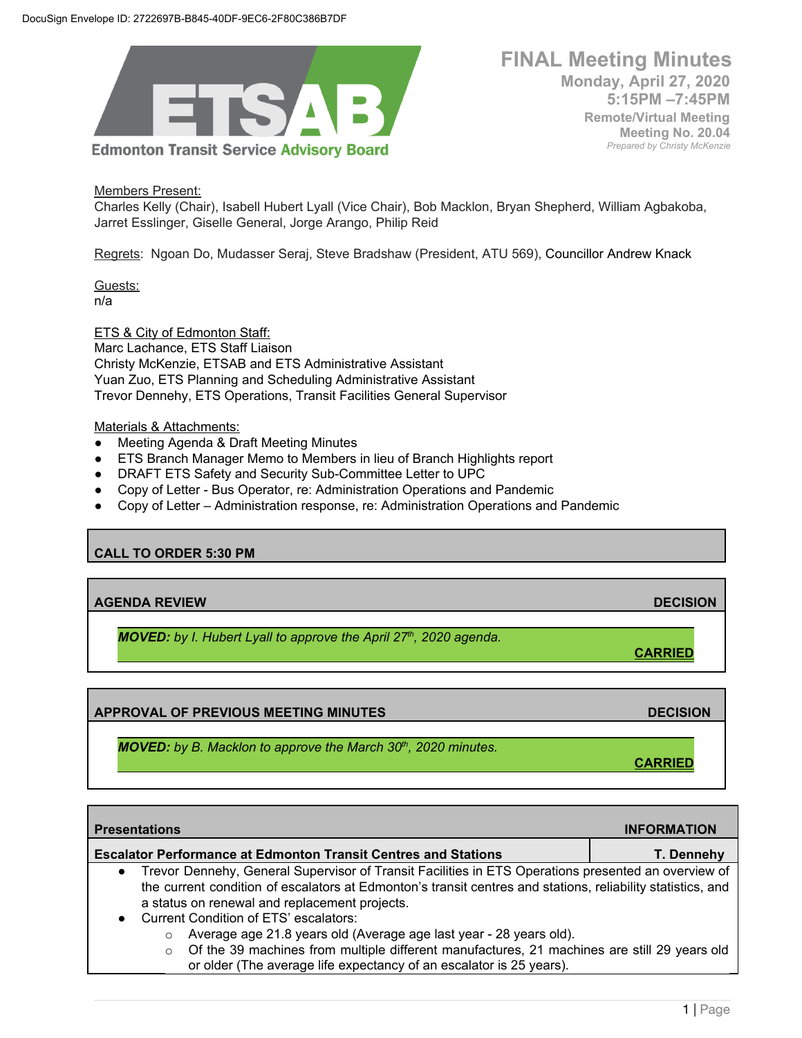DocuSign Envelope ID: 2722697B-B845-40DF-9EC6-2F80C386B7DF

ETSAB
Edmonton Transit Service Advisory Board

# FINAL Meeting Minutes

**Monday, April 27, 2020**
**5:15PM –7:45PM**
**Remote/Virtual Meeting**
**Meeting No. 20.04**
*Prepared by Christy McKenzie*

Members Present:
Charles Kelly (Chair), Isabell Hubert Lyall (Vice Chair), Bob Macklon, Bryan Shepherd, William Agbakoba, Jarret Esslinger, Giselle General, Jorge Arango, Philip Reid

Regrets: Ngoan Do, Mudasser Seraj, Steve Bradshaw (President, ATU 569), Councillor Andrew Knack

Guests:
n/a

ETS & City of Edmonton Staff:
Marc Lachance, ETS Staff Liaison
Christy McKenzie, ETSAB and ETS Administrative Assistant
Yuan Zuo, ETS Planning and Scheduling Administrative Assistant
Trevor Dennehy, ETS Operations, Transit Facilities General Supervisor

Materials & Attachments:

- Meeting Agenda & Draft Meeting Minutes
- ETS Branch Manager Memo to Members in lieu of Branch Highlights report
- DRAFT ETS Safety and Security Sub-Committee Letter to UPC
- Copy of Letter - Bus Operator, re: Administration Operations and Pandemic
- Copy of Letter – Administration response, re: Administration Operations and Pandemic

## CALL TO ORDER 5:30 PM

## AGENDA REVIEW — DECISION

***MOVED:** by I. Hubert Lyall to approve the April 27th, 2020 agenda.*

**CARRIED**

## APPROVAL OF PREVIOUS MEETING MINUTES — DECISION

***MOVED:** by B. Macklon to approve the March 30th, 2020 minutes.*

**CARRIED**

## Presentations — INFORMATION

### Escalator Performance at Edmonton Transit Centres and Stations — T. Dennehy

- Trevor Dennehy, General Supervisor of Transit Facilities in ETS Operations presented an overview of the current condition of escalators at Edmonton's transit centres and stations, reliability statistics, and a status on renewal and replacement projects.
- Current Condition of ETS' escalators:
  - Average age 21.8 years old (Average age last year - 28 years old).
  - Of the 39 machines from multiple different manufactures, 21 machines are still 29 years old or older (The average life expectancy of an escalator is 25 years).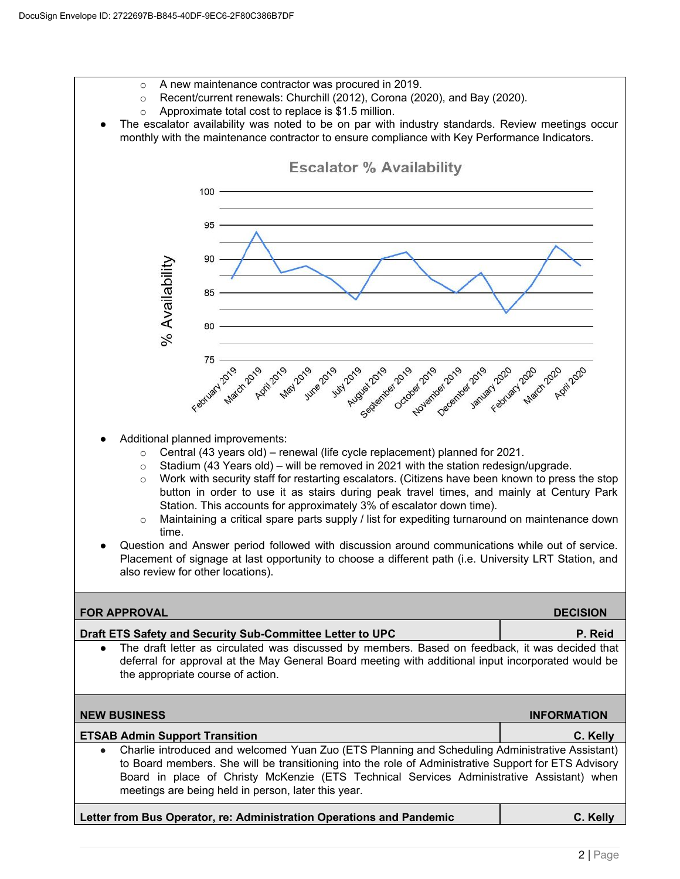- A new maintenance contractor was procured in 2019.
  - Recent/current renewals: Churchill (2012), Corona (2020), and Bay (2020).
  - Approximate total cost to replace is $1.5 million.
- The escalator availability was noted to be on par with industry standards. Review meetings occur monthly with the maintenance contractor to ensure compliance with Key Performance Indicators.

**Escalator % Availability**

| Month | % Availability |
|---|---|
| February 2019 | 87 |
| March 2019 | 94 |
| April 2019 | 88 |
| May 2019 | 89 |
| June 2019 | 87 |
| July 2019 | 84 |
| August 2019 | 90 |
| September 2019 | 91 |
| October 2019 | 87 |
| November 2019 | 85 |
| December 2019 | 88 |
| January 2020 | 82 |
| February 2020 | 86 |
| March 2020 | 92 |
| April 2020 | 89 |

- Additional planned improvements:
  - Central (43 years old) – renewal (life cycle replacement) planned for 2021.
  - Stadium (43 Years old) – will be removed in 2021 with the station redesign/upgrade.
  - Work with security staff for restarting escalators. (Citizens have been known to press the stop button in order to use it as stairs during peak travel times, and mainly at Century Park Station. This accounts for approximately 3% of escalator down time).
  - Maintaining a critical spare parts supply / list for expediting turnaround on maintenance down time.
- Question and Answer period followed with discussion around communications while out of service. Placement of signage at last opportunity to choose a different path (i.e. University LRT Station, and also review for other locations).

| FOR APPROVAL | DECISION |
|---|---|
| **Draft ETS Safety and Security Sub-Committee Letter to UPC** | **P. Reid** |

- The draft letter as circulated was discussed by members. Based on feedback, it was decided that deferral for approval at the May General Board meeting with additional input incorporated would be the appropriate course of action.

| NEW BUSINESS | INFORMATION |
|---|---|
| **ETSAB Admin Support Transition** | **C. Kelly** |

- Charlie introduced and welcomed Yuan Zuo (ETS Planning and Scheduling Administrative Assistant) to Board members. She will be transitioning into the role of Administrative Support for ETS Advisory Board in place of Christy McKenzie (ETS Technical Services Administrative Assistant) when meetings are being held in person, later this year.

| **Letter from Bus Operator, re: Administration Operations and Pandemic** | **C. Kelly** |
|---|---|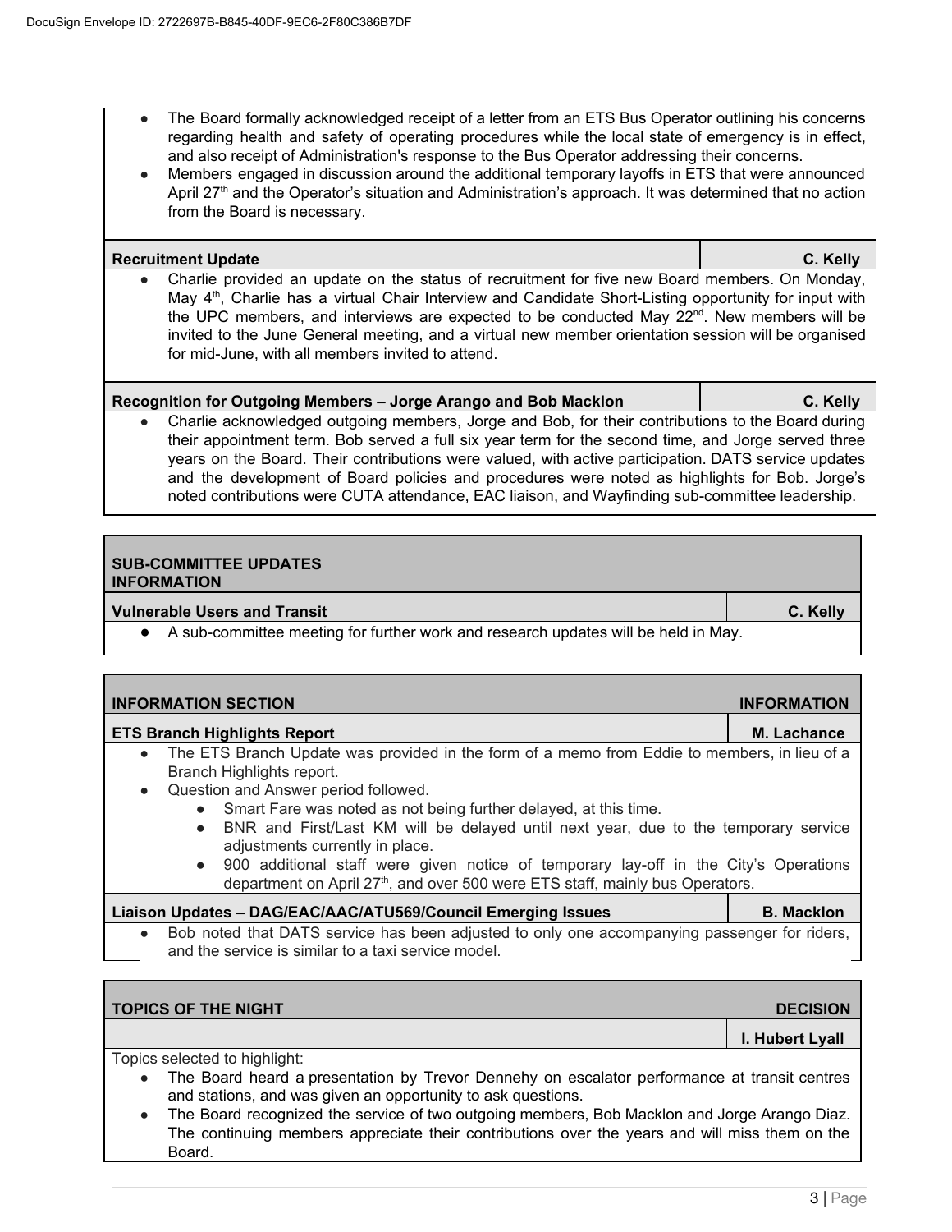- The Board formally acknowledged receipt of a letter from an ETS Bus Operator outlining his concerns regarding health and safety of operating procedures while the local state of emergency is in effect, and also receipt of Administration's response to the Bus Operator addressing their concerns.
- Members engaged in discussion around the additional temporary layoffs in ETS that were announced April 27th and the Operator's situation and Administration's approach. It was determined that no action from the Board is necessary.

| **Recruitment Update** | **C. Kelly** |
|---|---|

- Charlie provided an update on the status of recruitment for five new Board members. On Monday, May 4th, Charlie has a virtual Chair Interview and Candidate Short-Listing opportunity for input with the UPC members, and interviews are expected to be conducted May 22nd. New members will be invited to the June General meeting, and a virtual new member orientation session will be organised for mid-June, with all members invited to attend.

| **Recognition for Outgoing Members – Jorge Arango and Bob Macklon** | **C. Kelly** |
|---|---|

- Charlie acknowledged outgoing members, Jorge and Bob, for their contributions to the Board during their appointment term. Bob served a full six year term for the second time, and Jorge served three years on the Board. Their contributions were valued, with active participation. DATS service updates and the development of Board policies and procedures were noted as highlights for Bob. Jorge's noted contributions were CUTA attendance, EAC liaison, and Wayfinding sub-committee leadership.

## SUB-COMMITTEE UPDATES INFORMATION

| **Vulnerable Users and Transit** | **C. Kelly** |
|---|---|

- A sub-committee meeting for further work and research updates will be held in May.

## INFORMATION SECTION — INFORMATION

| **ETS Branch Highlights Report** | **M. Lachance** |
|---|---|

- The ETS Branch Update was provided in the form of a memo from Eddie to members, in lieu of a Branch Highlights report.
- Question and Answer period followed.
  - Smart Fare was noted as not being further delayed, at this time.
  - BNR and First/Last KM will be delayed until next year, due to the temporary service adjustments currently in place.
  - 900 additional staff were given notice of temporary lay-off in the City's Operations department on April 27th, and over 500 were ETS staff, mainly bus Operators.

| **Liaison Updates – DAG/EAC/AAC/ATU569/Council Emerging Issues** | **B. Macklon** |
|---|---|

- Bob noted that DATS service has been adjusted to only one accompanying passenger for riders, and the service is similar to a taxi service model.

## TOPICS OF THE NIGHT — DECISION

| | **I. Hubert Lyall** |
|---|---|

Topics selected to highlight:

- The Board heard a presentation by Trevor Dennehy on escalator performance at transit centres and stations, and was given an opportunity to ask questions.
- The Board recognized the service of two outgoing members, Bob Macklon and Jorge Arango Diaz. The continuing members appreciate their contributions over the years and will miss them on the Board.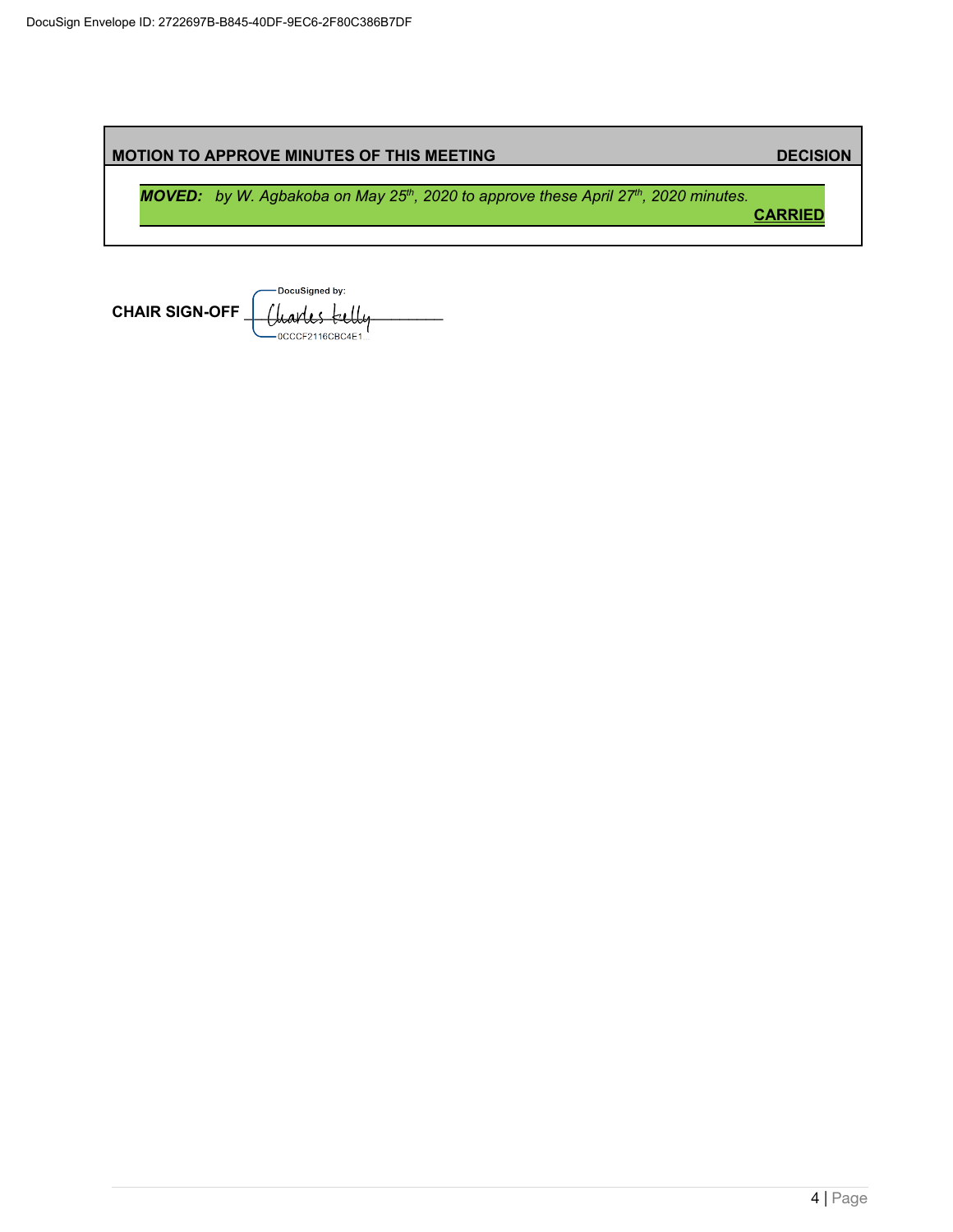DocuSign Envelope ID: 2722697B-B845-40DF-9EC6-2F80C386B7DF

| MOTION TO APPROVE MINUTES OF THIS MEETING | DECISION |
| --- | --- |
| ***MOVED:*** *by W. Agbakoba on May 25th, 2020 to approve these April 27th, 2020 minutes.* | **CARRIED** |

**CHAIR SIGN-OFF** DocuSigned by: Charles Kelly 0CCCF2116CBC4E1...